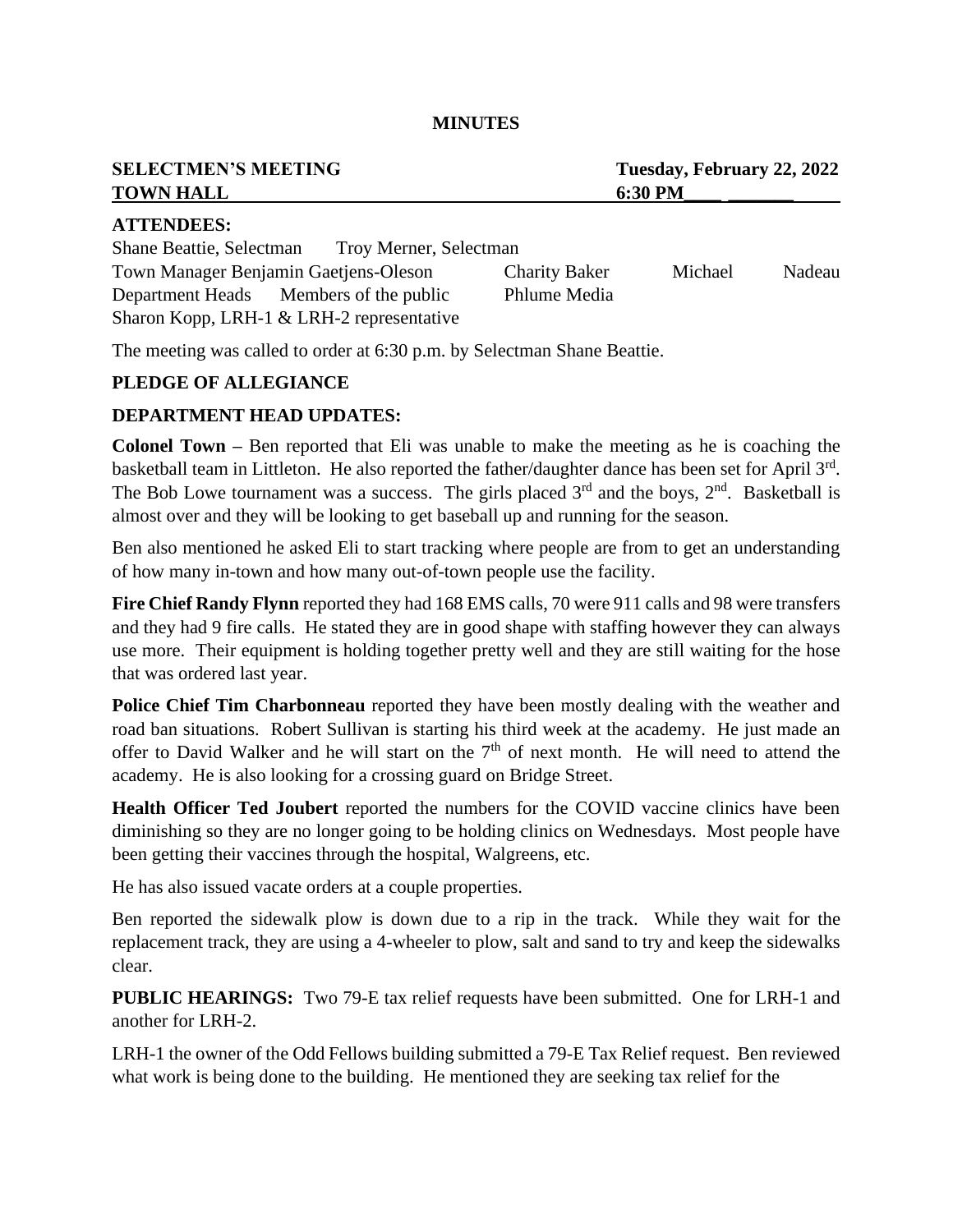**MINUTES**

**SELECTMEN'S MEETING** **Tuesday, February 22, 2022**
**TOWN HALL** **6:30 PM**

**ATTENDEES:**

Shane Beattie, Selectman Troy Merner, Selectman
Town Manager Benjamin Gaetjens-Oleson Charity Baker Michael Nadeau
Department Heads Members of the public Phlume Media
Sharon Kopp, LRH-1 & LRH-2 representative

The meeting was called to order at 6:30 p.m. by Selectman Shane Beattie.

**PLEDGE OF ALLEGIANCE**

**DEPARTMENT HEAD UPDATES:**

**Colonel Town –** Ben reported that Eli was unable to make the meeting as he is coaching the basketball team in Littleton. He also reported the father/daughter dance has been set for April 3rd. The Bob Lowe tournament was a success. The girls placed 3rd and the boys, 2nd. Basketball is almost over and they will be looking to get baseball up and running for the season.

Ben also mentioned he asked Eli to start tracking where people are from to get an understanding of how many in-town and how many out-of-town people use the facility.

**Fire Chief Randy Flynn** reported they had 168 EMS calls, 70 were 911 calls and 98 were transfers and they had 9 fire calls. He stated they are in good shape with staffing however they can always use more. Their equipment is holding together pretty well and they are still waiting for the hose that was ordered last year.

**Police Chief Tim Charbonneau** reported they have been mostly dealing with the weather and road ban situations. Robert Sullivan is starting his third week at the academy. He just made an offer to David Walker and he will start on the 7th of next month. He will need to attend the academy. He is also looking for a crossing guard on Bridge Street.

**Health Officer Ted Joubert** reported the numbers for the COVID vaccine clinics have been diminishing so they are no longer going to be holding clinics on Wednesdays. Most people have been getting their vaccines through the hospital, Walgreens, etc.

He has also issued vacate orders at a couple properties.

Ben reported the sidewalk plow is down due to a rip in the track. While they wait for the replacement track, they are using a 4-wheeler to plow, salt and sand to try and keep the sidewalks clear.

**PUBLIC HEARINGS:** Two 79-E tax relief requests have been submitted. One for LRH-1 and another for LRH-2.

LRH-1 the owner of the Odd Fellows building submitted a 79-E Tax Relief request. Ben reviewed what work is being done to the building. He mentioned they are seeking tax relief for the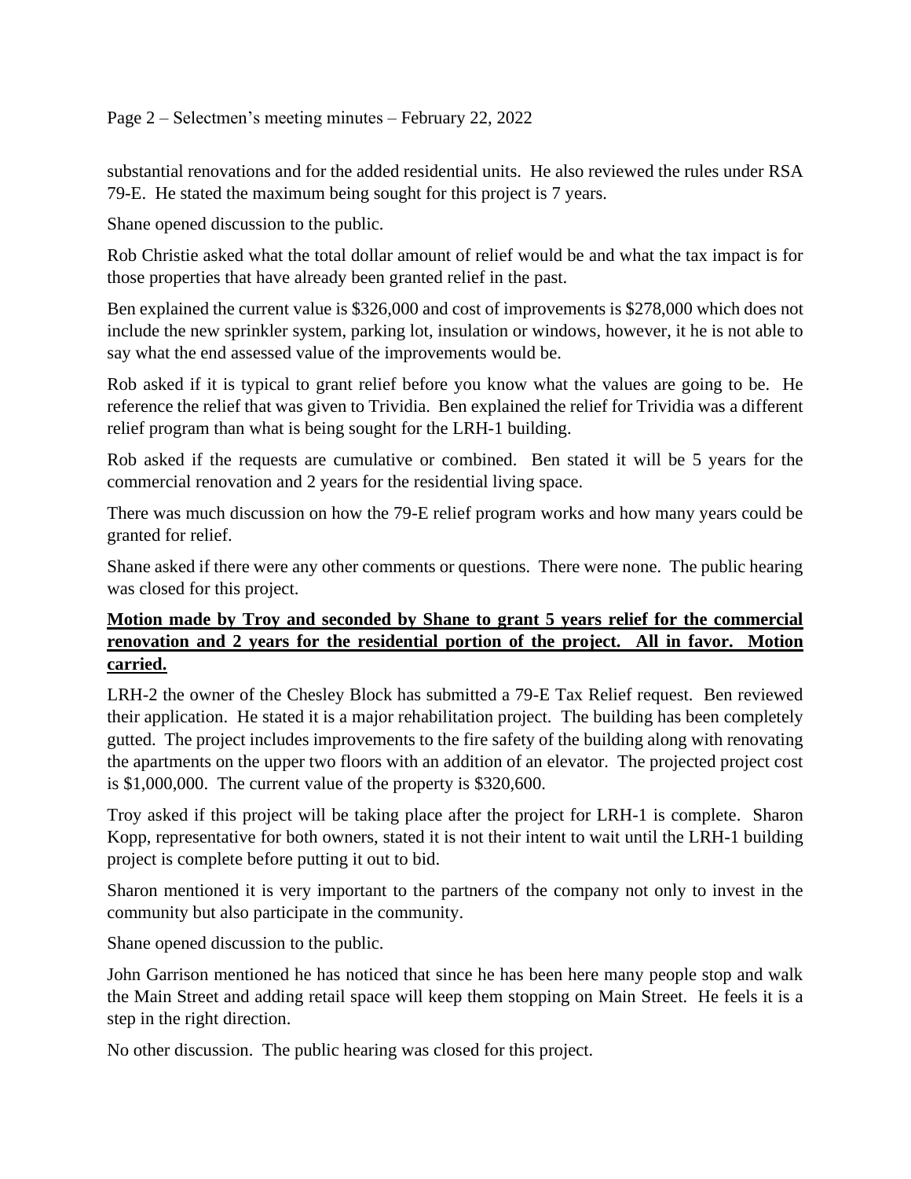substantial renovations and for the added residential units. He also reviewed the rules under RSA 79-E. He stated the maximum being sought for this project is 7 years.

Shane opened discussion to the public.

Rob Christie asked what the total dollar amount of relief would be and what the tax impact is for those properties that have already been granted relief in the past.

Ben explained the current value is $326,000 and cost of improvements is $278,000 which does not include the new sprinkler system, parking lot, insulation or windows, however, it he is not able to say what the end assessed value of the improvements would be.

Rob asked if it is typical to grant relief before you know what the values are going to be. He reference the relief that was given to Trividia. Ben explained the relief for Trividia was a different relief program than what is being sought for the LRH-1 building.

Rob asked if the requests are cumulative or combined. Ben stated it will be 5 years for the commercial renovation and 2 years for the residential living space.

There was much discussion on how the 79-E relief program works and how many years could be granted for relief.

Shane asked if there were any other comments or questions. There were none. The public hearing was closed for this project.

**Motion made by Troy and seconded by Shane to grant 5 years relief for the commercial renovation and 2 years for the residential portion of the project. All in favor. Motion carried.**

LRH-2 the owner of the Chesley Block has submitted a 79-E Tax Relief request. Ben reviewed their application. He stated it is a major rehabilitation project. The building has been completely gutted. The project includes improvements to the fire safety of the building along with renovating the apartments on the upper two floors with an addition of an elevator. The projected project cost is $1,000,000. The current value of the property is $320,600.

Troy asked if this project will be taking place after the project for LRH-1 is complete. Sharon Kopp, representative for both owners, stated it is not their intent to wait until the LRH-1 building project is complete before putting it out to bid.

Sharon mentioned it is very important to the partners of the company not only to invest in the community but also participate in the community.

Shane opened discussion to the public.

John Garrison mentioned he has noticed that since he has been here many people stop and walk the Main Street and adding retail space will keep them stopping on Main Street. He feels it is a step in the right direction.

No other discussion. The public hearing was closed for this project.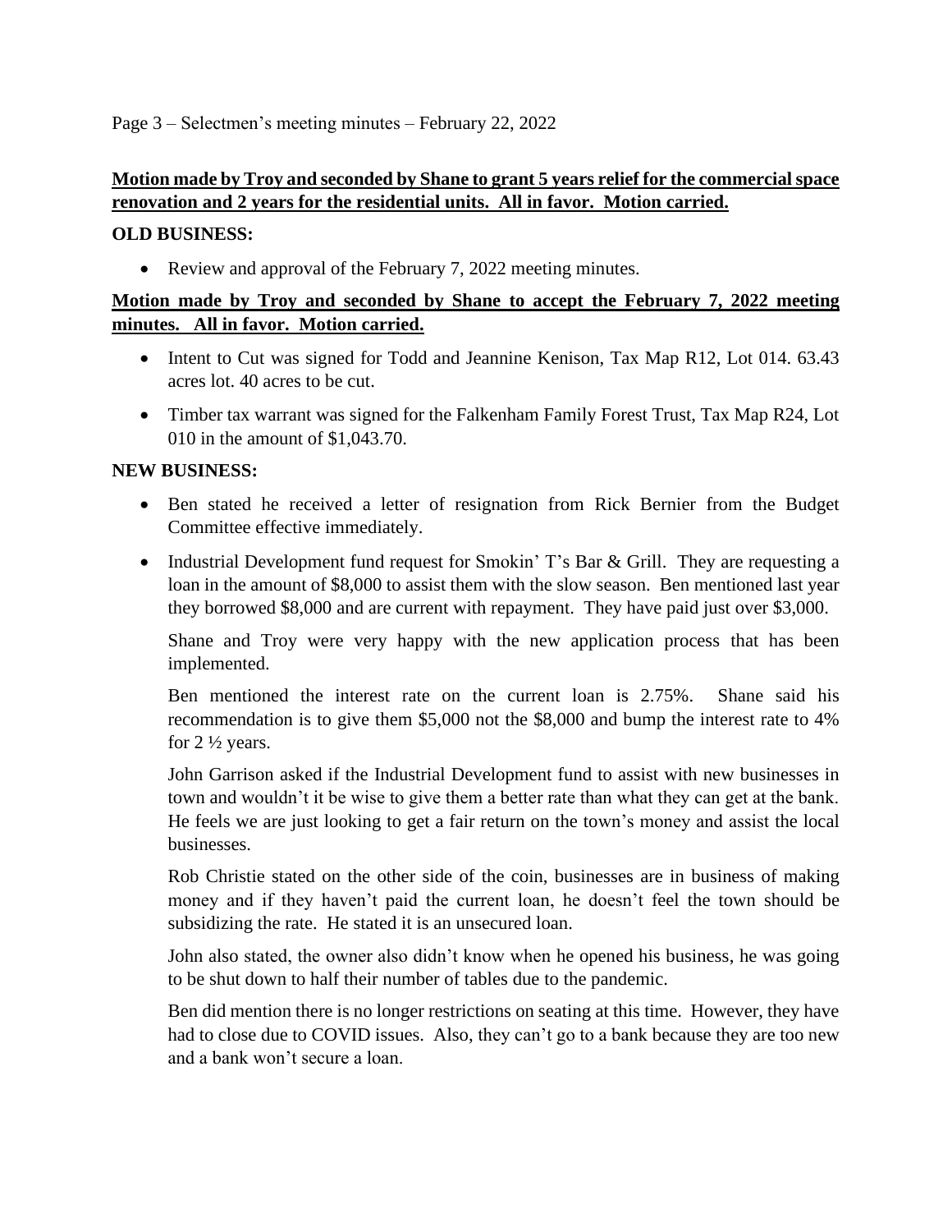**Motion made by Troy and seconded by Shane to grant 5 years relief for the commercial space renovation and 2 years for the residential units. All in favor. Motion carried.**

**OLD BUSINESS:**

- Review and approval of the February 7, 2022 meeting minutes.

**Motion made by Troy and seconded by Shane to accept the February 7, 2022 meeting minutes. All in favor. Motion carried.**

- Intent to Cut was signed for Todd and Jeannine Kenison, Tax Map R12, Lot 014. 63.43 acres lot. 40 acres to be cut.
- Timber tax warrant was signed for the Falkenham Family Forest Trust, Tax Map R24, Lot 010 in the amount of $1,043.70.

**NEW BUSINESS:**

- Ben stated he received a letter of resignation from Rick Bernier from the Budget Committee effective immediately.
- Industrial Development fund request for Smokin' T's Bar & Grill. They are requesting a loan in the amount of $8,000 to assist them with the slow season. Ben mentioned last year they borrowed $8,000 and are current with repayment. They have paid just over $3,000.

  Shane and Troy were very happy with the new application process that has been implemented.

  Ben mentioned the interest rate on the current loan is 2.75%. Shane said his recommendation is to give them $5,000 not the $8,000 and bump the interest rate to 4% for 2 ½ years.

  John Garrison asked if the Industrial Development fund to assist with new businesses in town and wouldn't it be wise to give them a better rate than what they can get at the bank. He feels we are just looking to get a fair return on the town's money and assist the local businesses.

  Rob Christie stated on the other side of the coin, businesses are in business of making money and if they haven't paid the current loan, he doesn't feel the town should be subsidizing the rate. He stated it is an unsecured loan.

  John also stated, the owner also didn't know when he opened his business, he was going to be shut down to half their number of tables due to the pandemic.

  Ben did mention there is no longer restrictions on seating at this time. However, they have had to close due to COVID issues. Also, they can't go to a bank because they are too new and a bank won't secure a loan.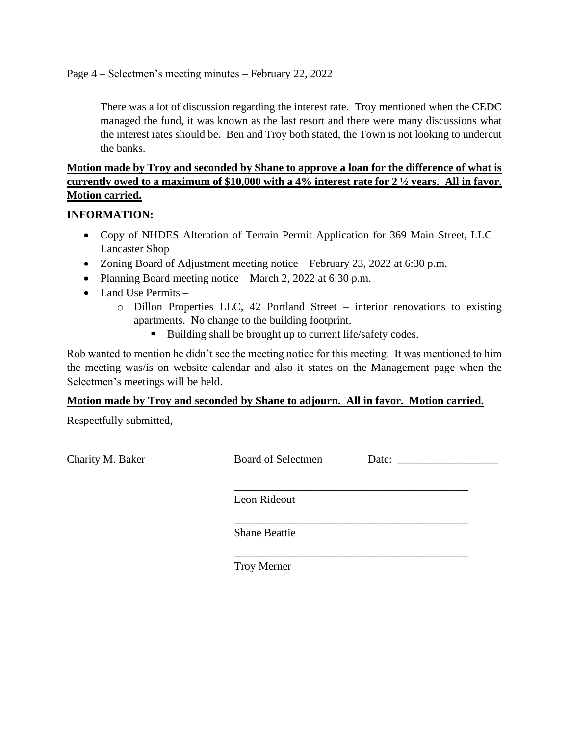There was a lot of discussion regarding the interest rate. Troy mentioned when the CEDC managed the fund, it was known as the last resort and there were many discussions what the interest rates should be. Ben and Troy both stated, the Town is not looking to undercut the banks.

**<u>Motion made by Troy and seconded by Shane to approve a loan for the difference of what is currently owed to a maximum of $10,000 with a 4% interest rate for 2 ½ years. All in favor. Motion carried.</u>**

**INFORMATION:**

- Copy of NHDES Alteration of Terrain Permit Application for 369 Main Street, LLC – Lancaster Shop
- Zoning Board of Adjustment meeting notice – February 23, 2022 at 6:30 p.m.
- Planning Board meeting notice – March 2, 2022 at 6:30 p.m.
- Land Use Permits –
  - Dillon Properties LLC, 42 Portland Street – interior renovations to existing apartments. No change to the building footprint.
    - Building shall be brought up to current life/safety codes.

Rob wanted to mention he didn't see the meeting notice for this meeting. It was mentioned to him the meeting was/is on website calendar and also it states on the Management page when the Selectmen's meetings will be held.

**<u>Motion made by Troy and seconded by Shane to adjourn. All in favor. Motion carried.</u>**

Respectfully submitted,

Charity M. Baker

Board of Selectmen Date: __________________

____________________________________________
Leon Rideout

____________________________________________
Shane Beattie

____________________________________________
Troy Merner